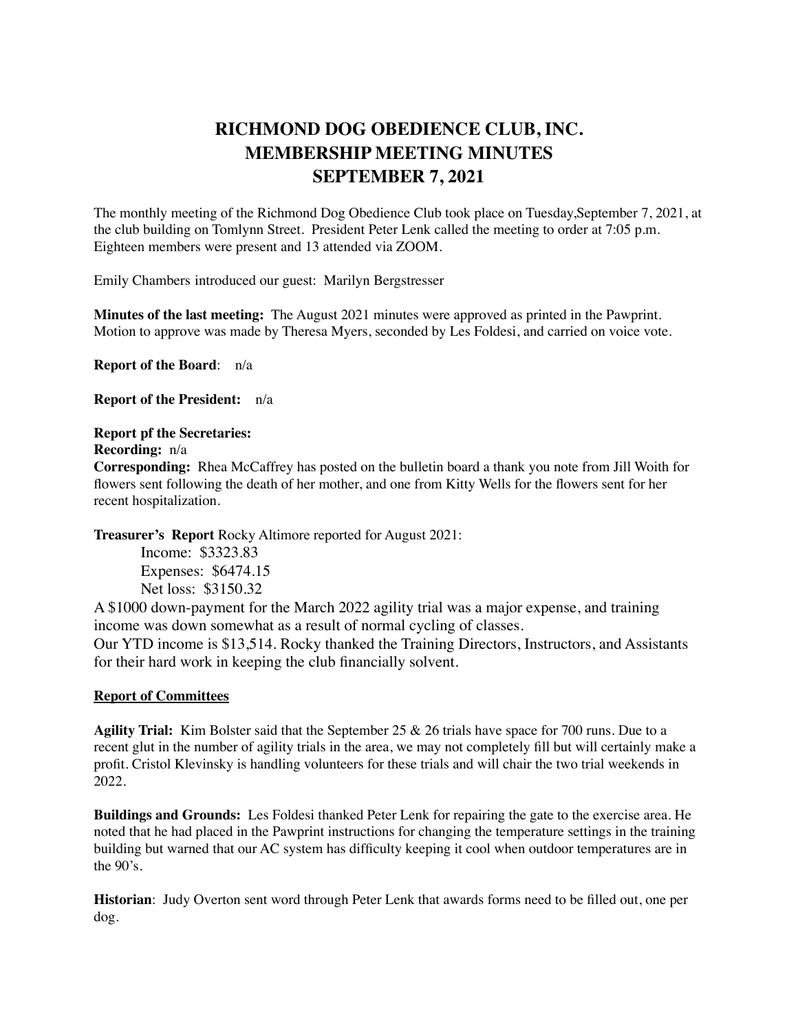# RICHMOND DOG OBEDIENCE CLUB, INC.
# MEMBERSHIP MEETING MINUTES
# SEPTEMBER 7, 2021

The monthly meeting of the Richmond Dog Obedience Club took place on Tuesday,September 7, 2021, at the club building on Tomlynn Street. President Peter Lenk called the meeting to order at 7:05 p.m. Eighteen members were present and 13 attended via ZOOM.

Emily Chambers introduced our guest: Marilyn Bergstresser

**Minutes of the last meeting:** The August 2021 minutes were approved as printed in the Pawprint. Motion to approve was made by Theresa Myers, seconded by Les Foldesi, and carried on voice vote.

**Report of the Board**: n/a

**Report of the President:** n/a

**Report pf the Secretaries:**

**Recording:** n/a

**Corresponding:** Rhea McCaffrey has posted on the bulletin board a thank you note from Jill Woith for flowers sent following the death of her mother, and one from Kitty Wells for the flowers sent for her recent hospitalization.

**Treasurer's Report** Rocky Altimore reported for August 2021:

Income: $3323.83
Expenses: $6474.15
Net loss: $3150.32

A $1000 down-payment for the March 2022 agility trial was a major expense, and training income was down somewhat as a result of normal cycling of classes.
Our YTD income is $13,514. Rocky thanked the Training Directors, Instructors, and Assistants for their hard work in keeping the club financially solvent.

## Report of Committees

**Agility Trial:** Kim Bolster said that the September 25 & 26 trials have space for 700 runs. Due to a recent glut in the number of agility trials in the area, we may not completely fill but will certainly make a profit. Cristol Klevinsky is handling volunteers for these trials and will chair the two trial weekends in 2022.

**Buildings and Grounds:** Les Foldesi thanked Peter Lenk for repairing the gate to the exercise area. He noted that he had placed in the Pawprint instructions for changing the temperature settings in the training building but warned that our AC system has difficulty keeping it cool when outdoor temperatures are in the 90's.

**Historian**: Judy Overton sent word through Peter Lenk that awards forms need to be filled out, one per dog.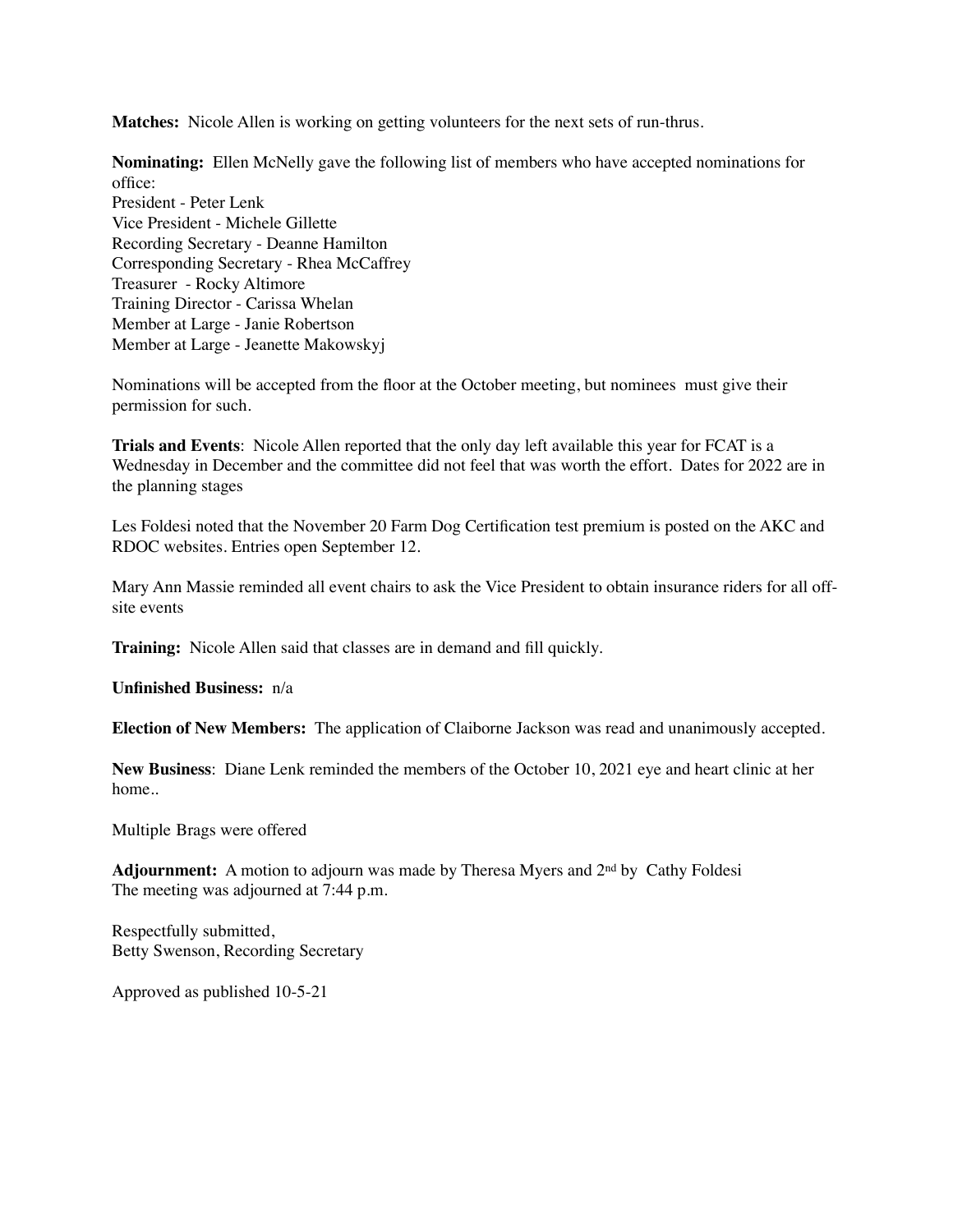**Matches:** Nicole Allen is working on getting volunteers for the next sets of run-thrus.

**Nominating:** Ellen McNelly gave the following list of members who have accepted nominations for office:
President - Peter Lenk
Vice President - Michele Gillette
Recording Secretary - Deanne Hamilton
Corresponding Secretary - Rhea McCaffrey
Treasurer - Rocky Altimore
Training Director - Carissa Whelan
Member at Large - Janie Robertson
Member at Large - Jeanette Makowskyj

Nominations will be accepted from the floor at the October meeting, but nominees must give their permission for such.

**Trials and Events**: Nicole Allen reported that the only day left available this year for FCAT is a Wednesday in December and the committee did not feel that was worth the effort. Dates for 2022 are in the planning stages

Les Foldesi noted that the November 20 Farm Dog Certification test premium is posted on the AKC and RDOC websites. Entries open September 12.

Mary Ann Massie reminded all event chairs to ask the Vice President to obtain insurance riders for all off-site events

**Training:** Nicole Allen said that classes are in demand and fill quickly.

**Unfinished Business:** n/a

**Election of New Members:** The application of Claiborne Jackson was read and unanimously accepted.

**New Business**: Diane Lenk reminded the members of the October 10, 2021 eye and heart clinic at her home..

Multiple Brags were offered

**Adjournment:** A motion to adjourn was made by Theresa Myers and 2nd by Cathy Foldesi
The meeting was adjourned at 7:44 p.m.

Respectfully submitted,
Betty Swenson, Recording Secretary

Approved as published 10-5-21